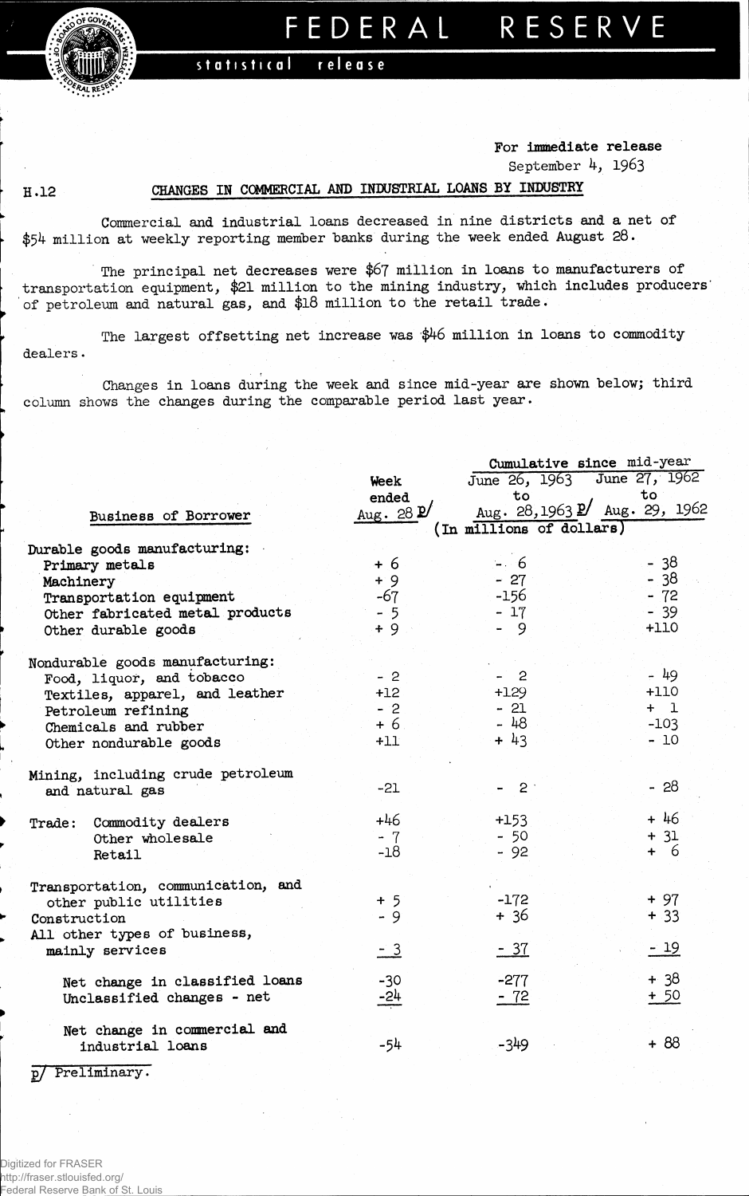# FEDERAL RESERVE

statistical release

For immediate release
September 4, 1963

H.12

## CHANGES IN COMMERCIAL AND INDUSTRIAL LOANS BY INDUSTRY

Commercial and industrial loans decreased in nine districts and a net of $54 million at weekly reporting member banks during the week ended August 28.

The principal net decreases were $67 million in loans to manufacturers of transportation equipment, $21 million to the mining industry, which includes producers of petroleum and natural gas, and $18 million to the retail trade.

The largest offsetting net increase was $46 million in loans to commodity dealers.

Changes in loans during the week and since mid-year are shown below; third column shows the changes during the comparable period last year.

| Business of Borrower | Week ended Aug. 28 p/ | Cumulative since mid-year: June 26, 1963 to Aug. 28, 1963 p/ | Cumulative since mid-year: June 27, 1962 to Aug. 29, 1962 |
|---|---|---|---|
| | (In millions of dollars) | | |
| **Durable goods manufacturing:** | | | |
| Primary metals | + 6 | - 6 | - 38 |
| Machinery | + 9 | - 27 | - 38 |
| Transportation equipment | -67 | -156 | - 72 |
| Other fabricated metal products | - 5 | - 17 | - 39 |
| Other durable goods | + 9 | - 9 | +110 |
| **Nondurable goods manufacturing:** | | | |
| Food, liquor, and tobacco | - 2 | - 2 | - 49 |
| Textiles, apparel, and leather | +12 | +129 | +110 |
| Petroleum refining | - 2 | - 21 | + 1 |
| Chemicals and rubber | + 6 | - 48 | -103 |
| Other nondurable goods | +11 | + 43 | - 10 |
| Mining, including crude petroleum and natural gas | -21 | - 2 | - 28 |
| Trade: Commodity dealers | +46 | +153 | + 46 |
| Other wholesale | - 7 | - 50 | + 31 |
| Retail | -18 | - 92 | + 6 |
| Transportation, communication, and other public utilities | + 5 | -172 | + 97 |
| Construction | - 9 | + 36 | + 33 |
| All other types of business, mainly services | - 3 | - 37 | - 19 |
| Net change in classified loans | -30 | -277 | + 38 |
| Unclassified changes - net | -24 | - 72 | + 50 |
| Net change in commercial and industrial loans | -54 | -349 | + 88 |

p/ Preliminary.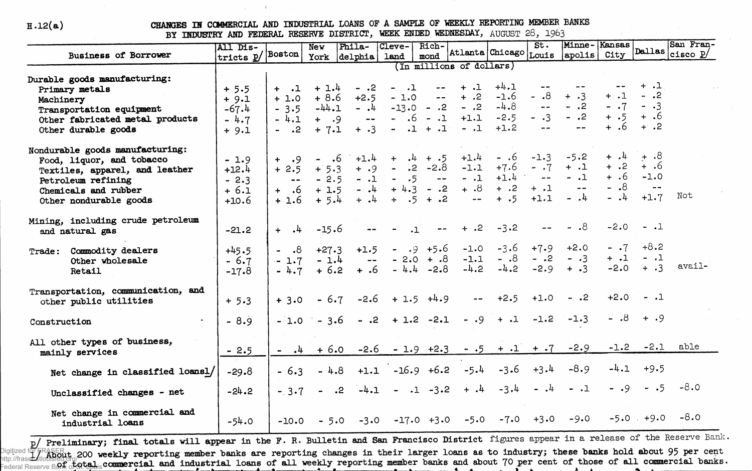H.12(a)

## CHANGES IN COMMERCIAL AND INDUSTRIAL LOANS OF A SAMPLE OF WEEKLY REPORTING MEMBER BANKS BY INDUSTRY AND FEDERAL RESERVE DISTRICT, WEEK ENDED WEDNESDAY, AUGUST 28, 1963

(In millions of dollars)

| Business of Borrower | All Districts p/ | Boston | New York | Philadelphia | Cleveland | Richmond | Atlanta | Chicago | St. Louis | Minneapolis | Kansas City | Dallas | San Francisco p/ |
|---|---|---|---|---|---|---|---|---|---|---|---|---|---|
| **Durable goods manufacturing:** | | | | | | | | | | | | | |
| Primary metals | + 5.5 | + .1 | + 1.4 | - .2 | - .1 | -- | + .1 | +4.1 | -- | -- | -- | + .1 | |
| Machinery | + 9.1 | + 1.0 | + 8.6 | +2.5 | - 1.0 | -- | + .2 | -1.6 | - .8 | + .3 | + .1 | - .2 | |
| Transportation equipment | -67.4 | - 3.5 | -44.1 | - .4 | -13.0 | - .2 | - .2 | -4.8 | -- | - .2 | - .7 | - .3 | |
| Other fabricated metal products | - 4.7 | - 4.1 | + .9 | -- | - .6 | - .1 | +1.1 | -2.5 | - .3 | - .2 | + .5 | + .6 | |
| Other durable goods | + 9.1 | - .2 | + 7.1 | + .3 | - .1 | + .1 | - .1 | +1.2 | -- | -- | + .6 | + .2 | |
| **Nondurable goods manufacturing:** | | | | | | | | | | | | | |
| Food, liquor, and tobacco | - 1.9 | + .9 | - .6 | +1.4 | + .4 | + .5 | +1.4 | - .6 | -1.3 | -5.2 | + .4 | + .8 | |
| Textiles, apparel, and leather | +12.4 | + 2.5 | + 5.3 | + .9 | - .2 | -2.8 | -1.1 | +7.6 | - .7 | + .1 | + .2 | + .6 | |
| Petroleum refining | - 2.3 | -- | - 2.5 | - .1 | - .5 | -- | - .1 | +1.4 | -- | - .1 | + .6 | -1.0 | |
| Chemicals and rubber | + 6.1 | + .6 | + 1.5 | - .4 | + 4.3 | - .2 | + .8 | + .2 | + .1 | -- | - .8 | -- | |
| Other nondurable goods | +10.6 | + 1.6 | + 5.4 | + .4 | + .5 | + .2 | -- | + .5 | +1.1 | - .4 | - .4 | +1.7 | Not |
| Mining, including crude petroleum and natural gas | -21.2 | + .4 | -15.6 | -- | - .1 | -- | + .2 | -3.2 | -- | - .8 | -2.0 | - .1 | |
| Trade: Commodity dealers | +45.5 | - .8 | +27.3 | +1.5 | - .9 | +5.6 | -1.0 | -3.6 | +7.9 | +2.0 | - .7 | +8.2 | |
| Other wholesale | - 6.7 | - 1.7 | - 1.4 | -- | - 2.0 | + .8 | -1.1 | - .8 | - .2 | - .3 | + .1 | - .1 | avail- |
| Retail | -17.8 | - 4.7 | + 6.2 | + .6 | - 4.4 | -2.8 | -4.2 | -4.2 | -2.9 | + .3 | -2.0 | + .3 | |
| Transportation, communication, and other public utilities | + 5.3 | + 3.0 | - 6.7 | -2.6 | + 1.5 | +4.9 | -- | +2.5 | +1.0 | - .2 | +2.0 | - .1 | |
| Construction | - 8.9 | - 1.0 | - 3.6 | - .2 | + 1.2 | -2.1 | - .9 | + .1 | -1.2 | -1.3 | - .8 | + .9 | |
| All other types of business, mainly services | - 2.5 | - .4 | + 6.0 | -2.6 | - 1.9 | +2.3 | - .5 | + .1 | + .7 | -2.9 | -1.2 | -2.1 | able |
| Net change in classified loans1/ | -29.8 | - 6.3 | - 4.8 | +1.1 | -16.9 | +6.2 | -5.4 | -3.6 | +3.4 | -8.9 | -4.1 | +9.5 | |
| Unclassified changes - net | -24.2 | - 3.7 | - .2 | -4.1 | - .1 | -3.2 | + .4 | -3.4 | - .4 | - .1 | - .9 | - .5 | -8.0 |
| Net change in commercial and industrial loans | -54.0 | -10.0 | - 5.0 | -3.0 | -17.0 | +3.0 | -5.0 | -7.0 | +3.0 | -9.0 | -5.0 | +9.0 | -8.0 |

p/ Preliminary; final totals will appear in the F. R. Bulletin and San Francisco District figures appear in a release of the Reserve Bank.

1/ About 200 weekly reporting member banks are reporting changes in their larger loans as to industry; these banks hold about 95 per cent of total commercial and industrial loans of all weekly reporting member banks and about 70 per cent of those of all commercial banks.